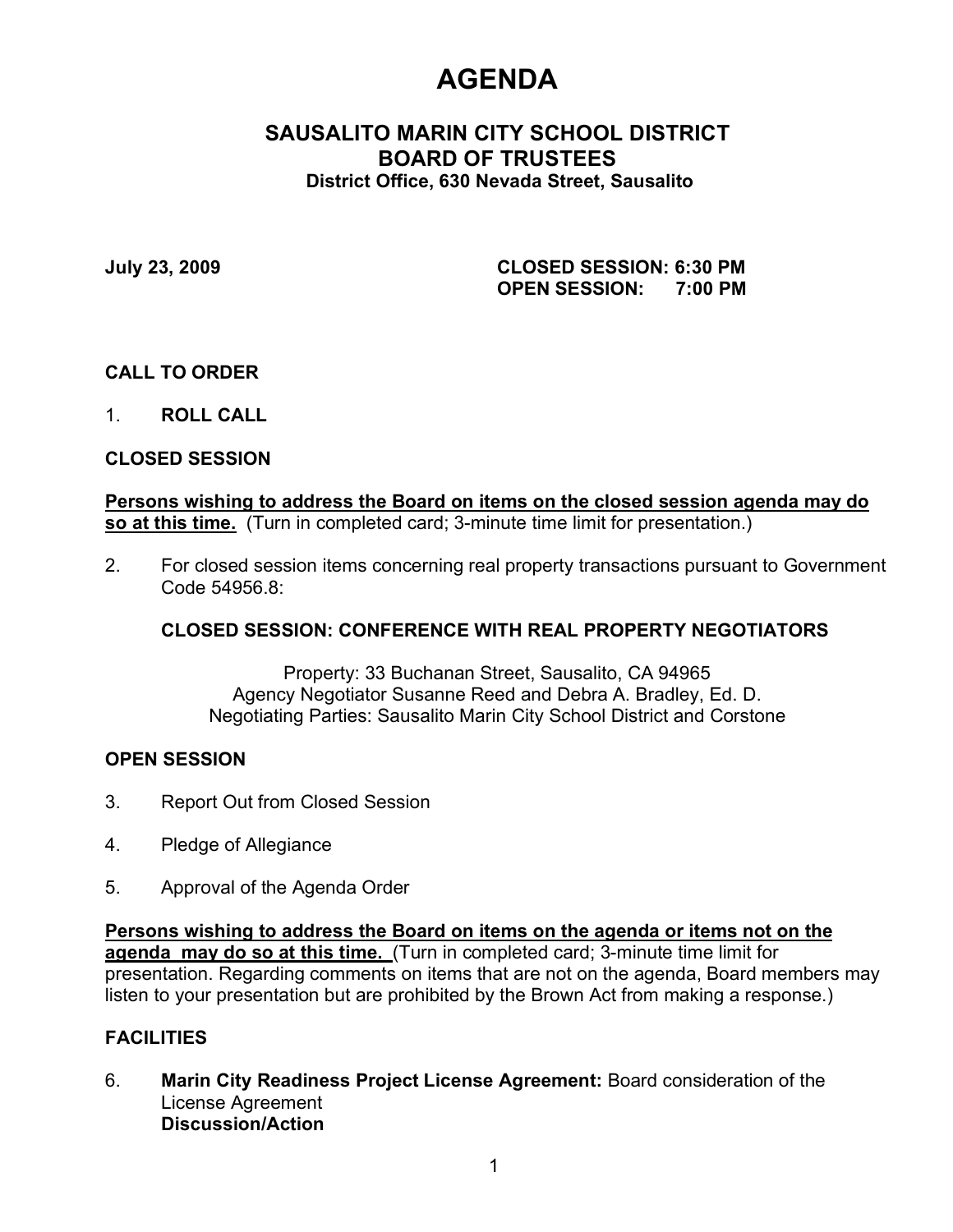# AGENDA

## SAUSALITO MARIN CITY SCHOOL DISTRICT
## BOARD OF TRUSTEES
**District Office, 630 Nevada Street, Sausalito**

**July 23, 2009** **CLOSED SESSION: 6:30 PM**
**OPEN SESSION: 7:00 PM**

**CALL TO ORDER**

1. **ROLL CALL**

**CLOSED SESSION**

**Persons wishing to address the Board on items on the closed session agenda may do so at this time.** (Turn in completed card; 3-minute time limit for presentation.)

2. For closed session items concerning real property transactions pursuant to Government Code 54956.8:

   **CLOSED SESSION: CONFERENCE WITH REAL PROPERTY NEGOTIATORS**

   Property: 33 Buchanan Street, Sausalito, CA 94965
   Agency Negotiator Susanne Reed and Debra A. Bradley, Ed. D.
   Negotiating Parties: Sausalito Marin City School District and Corstone

**OPEN SESSION**

3. Report Out from Closed Session

4. Pledge of Allegiance

5. Approval of the Agenda Order

**Persons wishing to address the Board on items on the agenda or items not on the agenda may do so at this time.** (Turn in completed card; 3-minute time limit for presentation. Regarding comments on items that are not on the agenda, Board members may listen to your presentation but are prohibited by the Brown Act from making a response.)

**FACILITIES**

6. **Marin City Readiness Project License Agreement:** Board consideration of the License Agreement
   **Discussion/Action**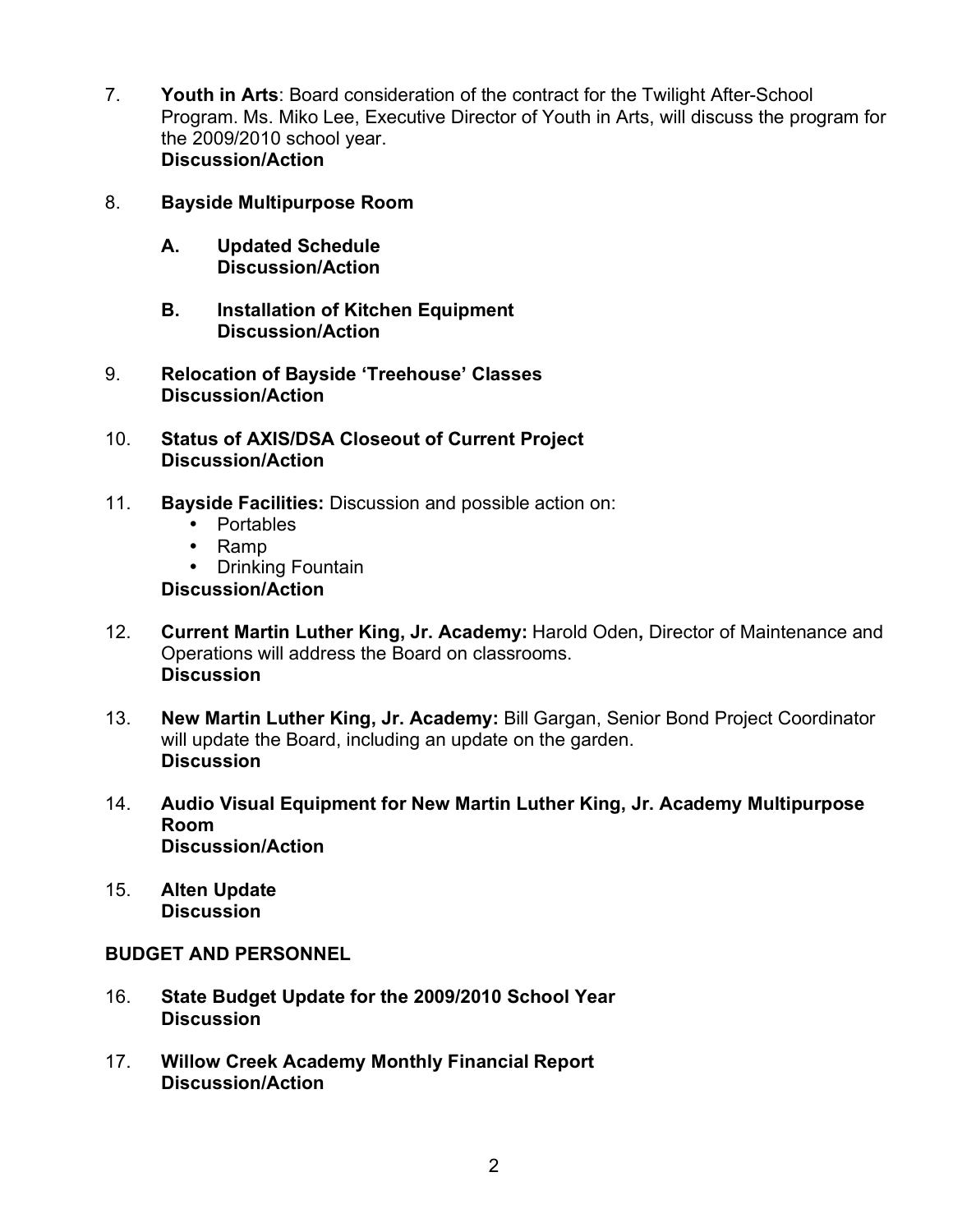7. **Youth in Arts**: Board consideration of the contract for the Twilight After-School Program. Ms. Miko Lee, Executive Director of Youth in Arts, will discuss the program for the 2009/2010 school year.
   **Discussion/Action**

8. **Bayside Multipurpose Room**

   **A. Updated Schedule**
   **Discussion/Action**

   **B. Installation of Kitchen Equipment**
   **Discussion/Action**

9. **Relocation of Bayside 'Treehouse' Classes**
   **Discussion/Action**

10. **Status of AXIS/DSA Closeout of Current Project**
    **Discussion/Action**

11. **Bayside Facilities:** Discussion and possible action on:
    - Portables
    - Ramp
    - Drinking Fountain

    **Discussion/Action**

12. **Current Martin Luther King, Jr. Academy:** Harold Oden**,** Director of Maintenance and Operations will address the Board on classrooms.
    **Discussion**

13. **New Martin Luther King, Jr. Academy:** Bill Gargan, Senior Bond Project Coordinator will update the Board, including an update on the garden.
    **Discussion**

14. **Audio Visual Equipment for New Martin Luther King, Jr. Academy Multipurpose Room**
    **Discussion/Action**

15. **Alten Update**
    **Discussion**

**BUDGET AND PERSONNEL**

16. **State Budget Update for the 2009/2010 School Year**
    **Discussion**

17. **Willow Creek Academy Monthly Financial Report**
    **Discussion/Action**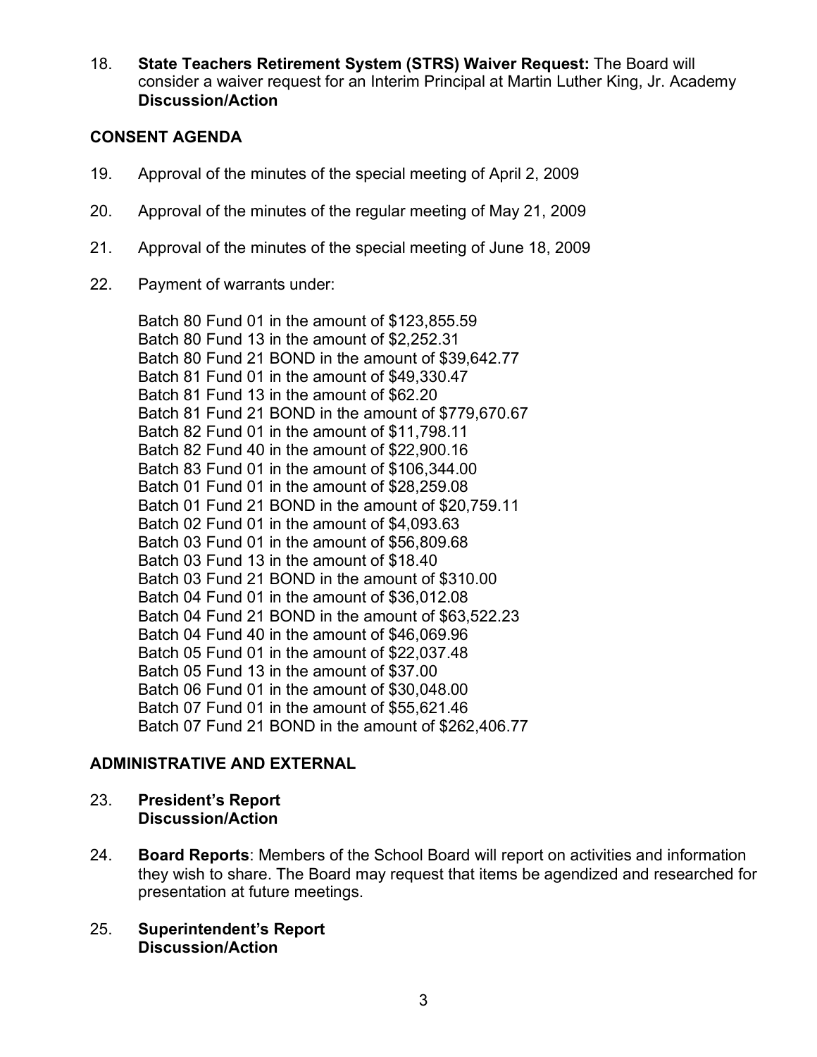18. **State Teachers Retirement System (STRS) Waiver Request:** The Board will consider a waiver request for an Interim Principal at Martin Luther King, Jr. Academy **Discussion/Action**

## CONSENT AGENDA

19. Approval of the minutes of the special meeting of April 2, 2009

20. Approval of the minutes of the regular meeting of May 21, 2009

21. Approval of the minutes of the special meeting of June 18, 2009

22. Payment of warrants under:

    Batch 80 Fund 01 in the amount of $123,855.59
    Batch 80 Fund 13 in the amount of $2,252.31
    Batch 80 Fund 21 BOND in the amount of $39,642.77
    Batch 81 Fund 01 in the amount of $49,330.47
    Batch 81 Fund 13 in the amount of $62.20
    Batch 81 Fund 21 BOND in the amount of $779,670.67
    Batch 82 Fund 01 in the amount of $11,798.11
    Batch 82 Fund 40 in the amount of $22,900.16
    Batch 83 Fund 01 in the amount of $106,344.00
    Batch 01 Fund 01 in the amount of $28,259.08
    Batch 01 Fund 21 BOND in the amount of $20,759.11
    Batch 02 Fund 01 in the amount of $4,093.63
    Batch 03 Fund 01 in the amount of $56,809.68
    Batch 03 Fund 13 in the amount of $18.40
    Batch 03 Fund 21 BOND in the amount of $310.00
    Batch 04 Fund 01 in the amount of $36,012.08
    Batch 04 Fund 21 BOND in the amount of $63,522.23
    Batch 04 Fund 40 in the amount of $46,069.96
    Batch 05 Fund 01 in the amount of $22,037.48
    Batch 05 Fund 13 in the amount of $37.00
    Batch 06 Fund 01 in the amount of $30,048.00
    Batch 07 Fund 01 in the amount of $55,621.46
    Batch 07 Fund 21 BOND in the amount of $262,406.77

## ADMINISTRATIVE AND EXTERNAL

23. **President's Report**
    **Discussion/Action**

24. **Board Reports**: Members of the School Board will report on activities and information they wish to share. The Board may request that items be agendized and researched for presentation at future meetings.

25. **Superintendent's Report**
    **Discussion/Action**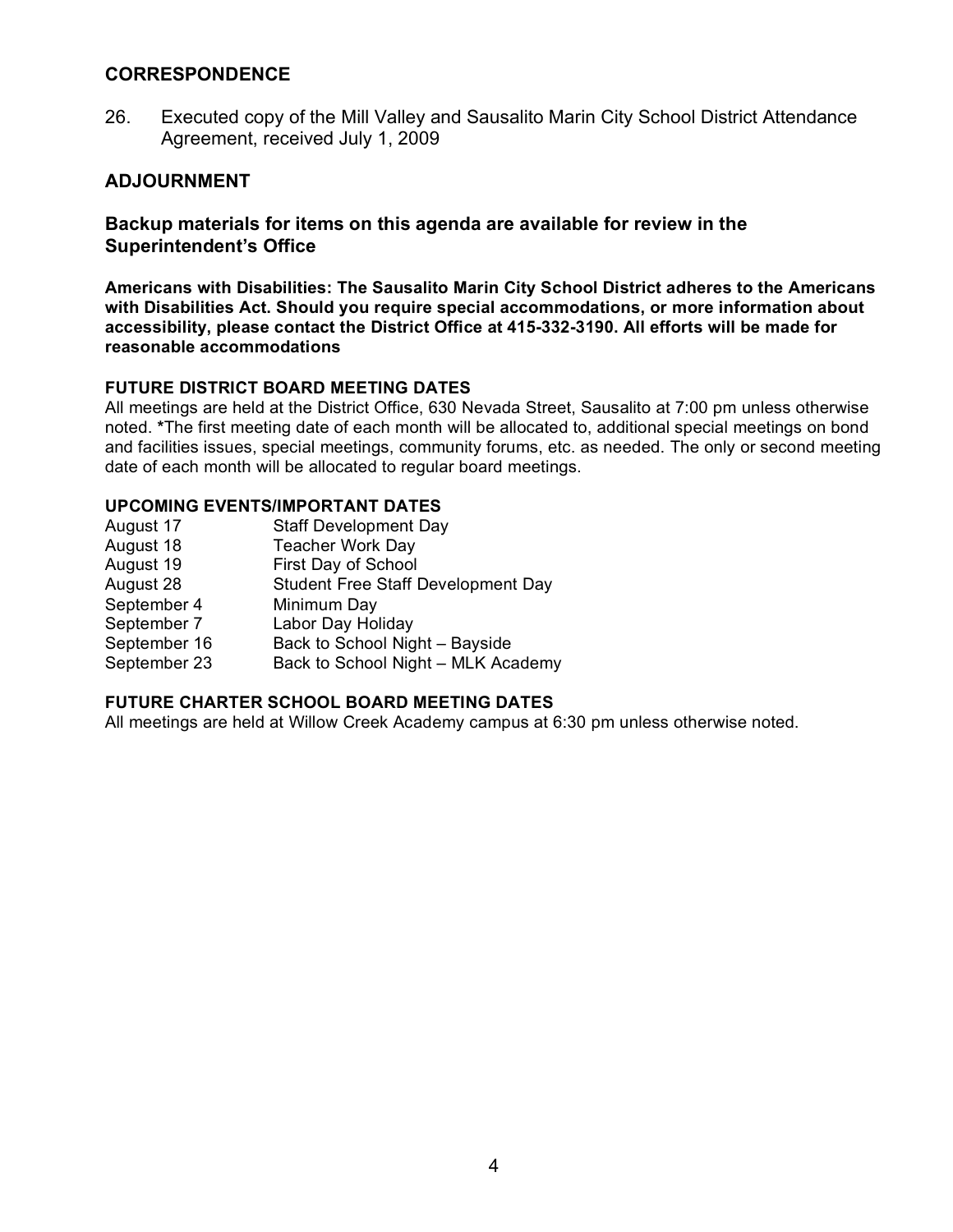## CORRESPONDENCE

26. Executed copy of the Mill Valley and Sausalito Marin City School District Attendance Agreement, received July 1, 2009

## ADJOURNMENT

### Backup materials for items on this agenda are available for review in the Superintendent's Office

**Americans with Disabilities: The Sausalito Marin City School District adheres to the Americans with Disabilities Act. Should you require special accommodations, or more information about accessibility, please contact the District Office at 415-332-3190. All efforts will be made for reasonable accommodations**

**FUTURE DISTRICT BOARD MEETING DATES**

All meetings are held at the District Office, 630 Nevada Street, Sausalito at 7:00 pm unless otherwise noted. ***The first meeting date of each month will be allocated to, additional special meetings on bond and facilities issues, special meetings, community forums, etc. as needed. The only or second meeting date of each month will be allocated to regular board meetings.

**UPCOMING EVENTS/IMPORTANT DATES**

| | |
|---|---|
| August 17 | Staff Development Day |
| August 18 | Teacher Work Day |
| August 19 | First Day of School |
| August 28 | Student Free Staff Development Day |
| September 4 | Minimum Day |
| September 7 | Labor Day Holiday |
| September 16 | Back to School Night – Bayside |
| September 23 | Back to School Night – MLK Academy |

**FUTURE CHARTER SCHOOL BOARD MEETING DATES**

All meetings are held at Willow Creek Academy campus at 6:30 pm unless otherwise noted.